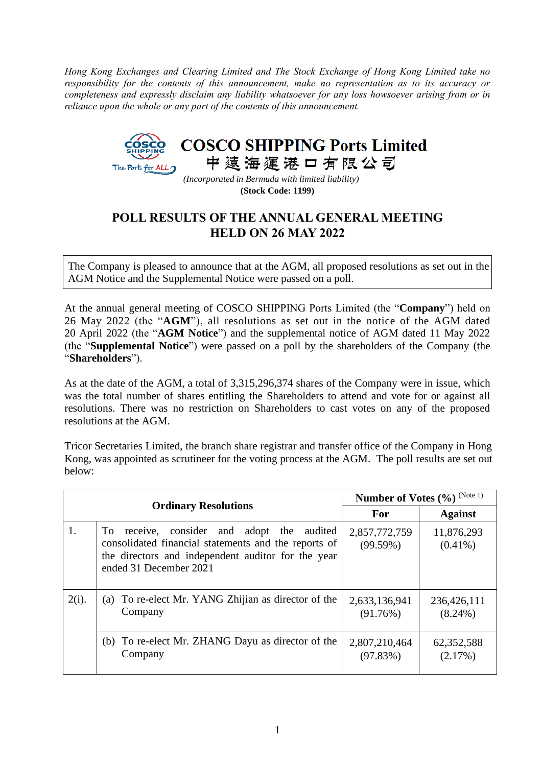*Hong Kong Exchanges and Clearing Limited and The Stock Exchange of Hong Kong Limited take no responsibility for the contents of this announcement, make no representation as to its accuracy or completeness and expressly disclaim any liability whatsoever for any loss howsoever arising from or in reliance upon the whole or any part of the contents of this announcement.*

**COSCO SHIPPING Ports Limited**

**中遠海運港口有限公司**

*(Incorporated in Bermuda with limited liability)*

**(Stock Code: 1199)**

# POLL RESULTS OF THE ANNUAL GENERAL MEETING HELD ON 26 MAY 2022

The Company is pleased to announce that at the AGM, all proposed resolutions as set out in the AGM Notice and the Supplemental Notice were passed on a poll.

At the annual general meeting of COSCO SHIPPING Ports Limited (the "**Company**") held on 26 May 2022 (the "**AGM**"), all resolutions as set out in the notice of the AGM dated 20 April 2022 (the "**AGM Notice**") and the supplemental notice of AGM dated 11 May 2022 (the "**Supplemental Notice**") were passed on a poll by the shareholders of the Company (the "**Shareholders**").

As at the date of the AGM, a total of 3,315,296,374 shares of the Company were in issue, which was the total number of shares entitling the Shareholders to attend and vote for or against all resolutions. There was no restriction on Shareholders to cast votes on any of the proposed resolutions at the AGM.

Tricor Secretaries Limited, the branch share registrar and transfer office of the Company in Hong Kong, was appointed as scrutineer for the voting process at the AGM. The poll results are set out below:

| Ordinary Resolutions | | Number of Votes (%) (Note 1) | |
|---|---|---|---|
| | | **For** | **Against** |
| 1. | To receive, consider and adopt the audited consolidated financial statements and the reports of the directors and independent auditor for the year ended 31 December 2021 | 2,857,772,759 (99.59%) | 11,876,293 (0.41%) |
| 2(i). | (a) To re-elect Mr. YANG Zhijian as director of the Company | 2,633,136,941 (91.76%) | 236,426,111 (8.24%) |
| | (b) To re-elect Mr. ZHANG Dayu as director of the Company | 2,807,210,464 (97.83%) | 62,352,588 (2.17%) |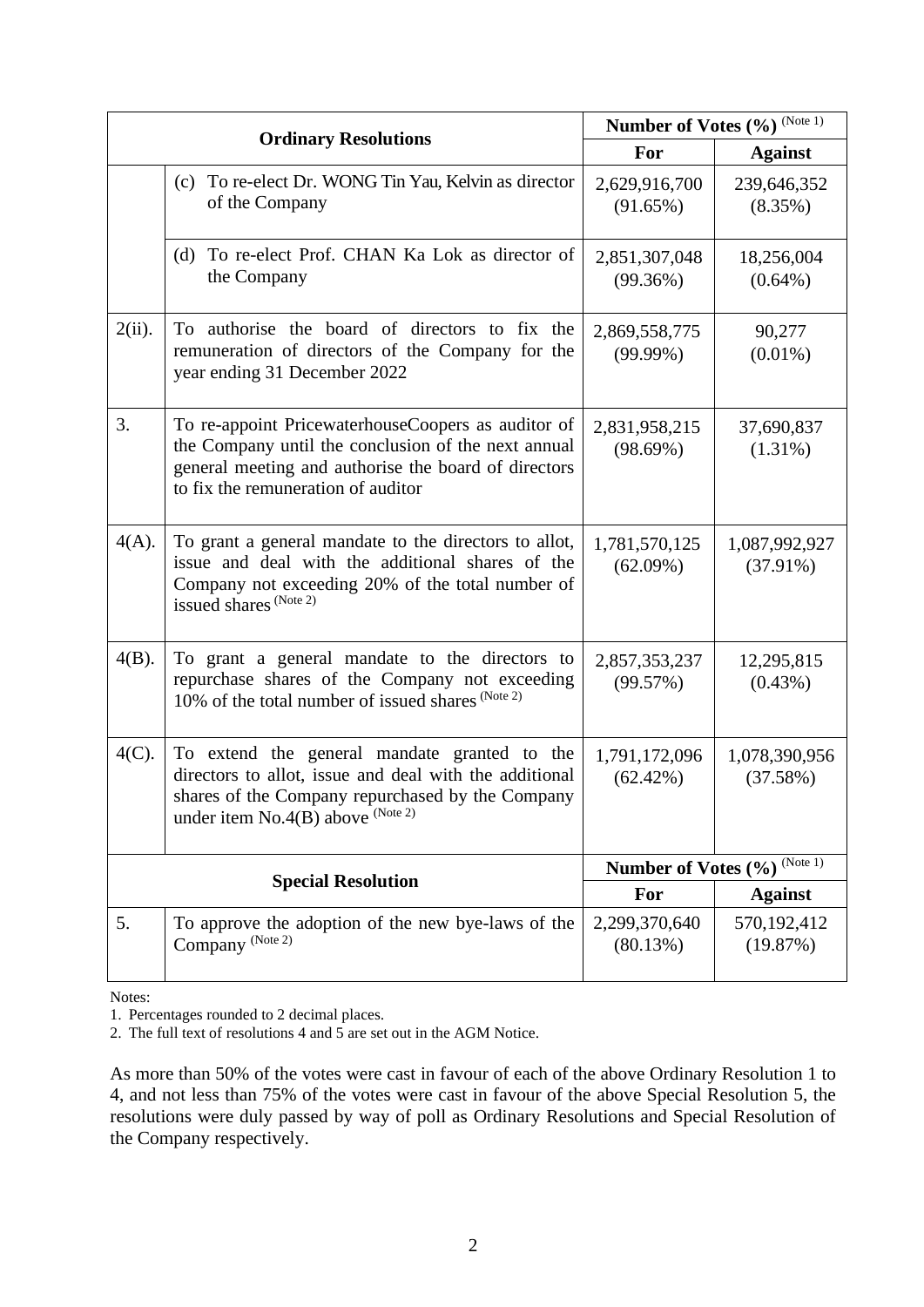| Ordinary Resolutions | | Number of Votes (%) (Note 1) | |
|---|---|---|---|
| | | For | Against |
| | (c) To re-elect Dr. WONG Tin Yau, Kelvin as director of the Company | 2,629,916,700 (91.65%) | 239,646,352 (8.35%) |
| | (d) To re-elect Prof. CHAN Ka Lok as director of the Company | 2,851,307,048 (99.36%) | 18,256,004 (0.64%) |
| 2(ii). | To authorise the board of directors to fix the remuneration of directors of the Company for the year ending 31 December 2022 | 2,869,558,775 (99.99%) | 90,277 (0.01%) |
| 3. | To re-appoint PricewaterhouseCoopers as auditor of the Company until the conclusion of the next annual general meeting and authorise the board of directors to fix the remuneration of auditor | 2,831,958,215 (98.69%) | 37,690,837 (1.31%) |
| 4(A). | To grant a general mandate to the directors to allot, issue and deal with the additional shares of the Company not exceeding 20% of the total number of issued shares (Note 2) | 1,781,570,125 (62.09%) | 1,087,992,927 (37.91%) |
| 4(B). | To grant a general mandate to the directors to repurchase shares of the Company not exceeding 10% of the total number of issued shares (Note 2) | 2,857,353,237 (99.57%) | 12,295,815 (0.43%) |
| 4(C). | To extend the general mandate granted to the directors to allot, issue and deal with the additional shares of the Company repurchased by the Company under item No.4(B) above (Note 2) | 1,791,172,096 (62.42%) | 1,078,390,956 (37.58%) |
| **Special Resolution** | | **Number of Votes (%) (Note 1)** | |
| | | **For** | **Against** |
| 5. | To approve the adoption of the new bye-laws of the Company (Note 2) | 2,299,370,640 (80.13%) | 570,192,412 (19.87%) |

Notes:

1. Percentages rounded to 2 decimal places.
2. The full text of resolutions 4 and 5 are set out in the AGM Notice.

As more than 50% of the votes were cast in favour of each of the above Ordinary Resolution 1 to 4, and not less than 75% of the votes were cast in favour of the above Special Resolution 5, the resolutions were duly passed by way of poll as Ordinary Resolutions and Special Resolution of the Company respectively.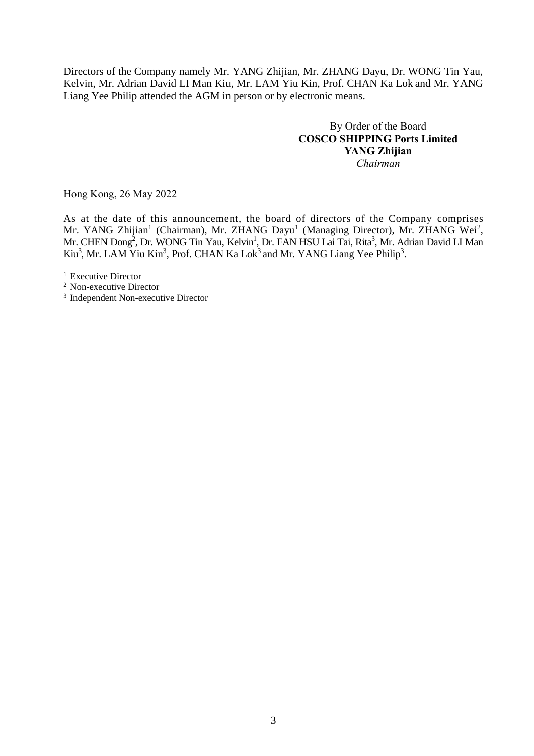Directors of the Company namely Mr. YANG Zhijian, Mr. ZHANG Dayu, Dr. WONG Tin Yau, Kelvin, Mr. Adrian David LI Man Kiu, Mr. LAM Yiu Kin, Prof. CHAN Ka Lok and Mr. YANG Liang Yee Philip attended the AGM in person or by electronic means.

By Order of the Board
**COSCO SHIPPING Ports Limited**
**YANG Zhijian**
*Chairman*

Hong Kong, 26 May 2022

As at the date of this announcement, the board of directors of the Company comprises Mr. YANG Zhijian[1] (Chairman), Mr. ZHANG Dayu[1] (Managing Director), Mr. ZHANG Wei[2], Mr. CHEN Dong[2], Dr. WONG Tin Yau, Kelvin[1], Dr. FAN HSU Lai Tai, Rita[3], Mr. Adrian David LI Man Kiu[3], Mr. LAM Yiu Kin[3], Prof. CHAN Ka Lok[3] and Mr. YANG Liang Yee Philip[3].

[1] Executive Director
[2] Non-executive Director
[3] Independent Non-executive Director